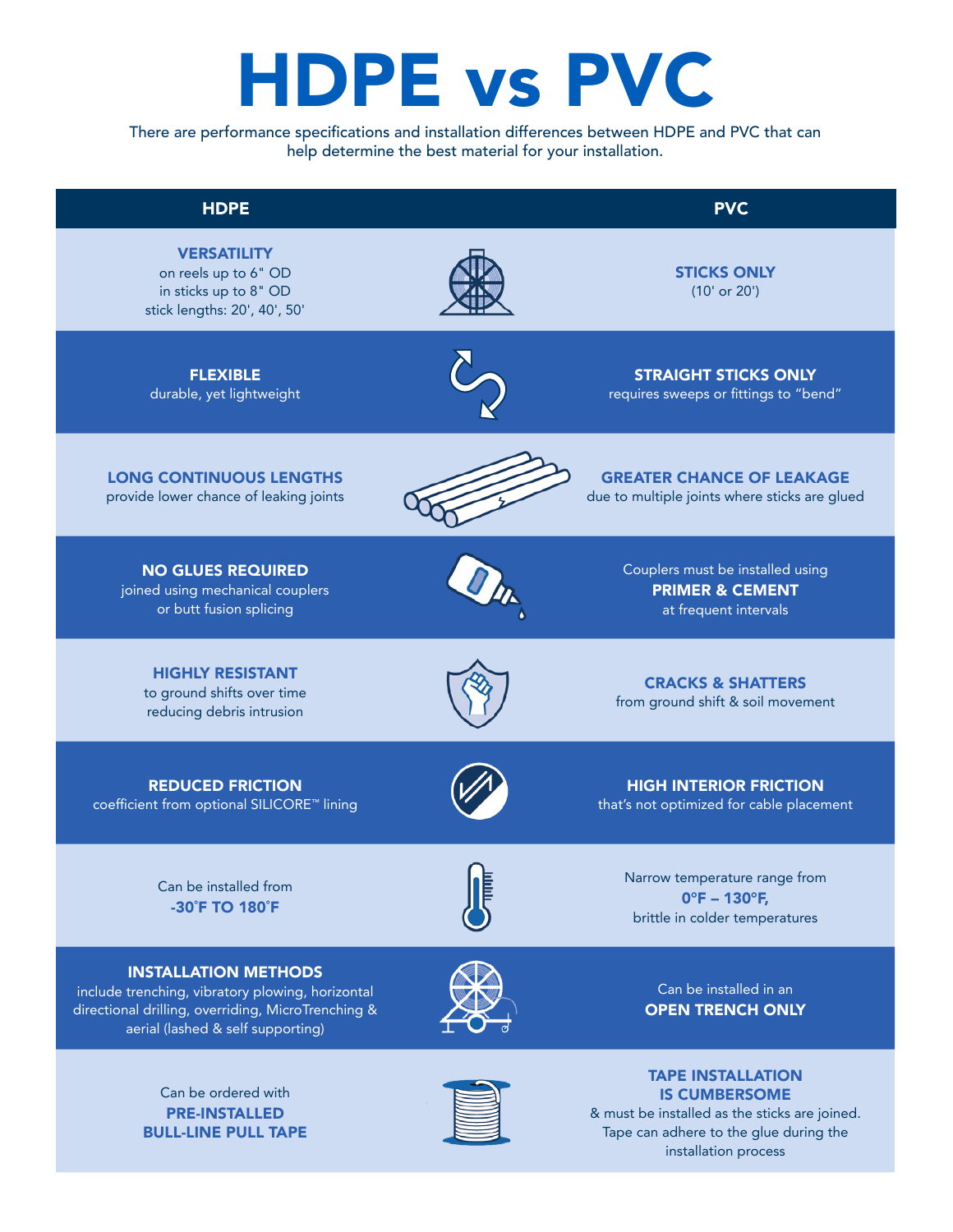# HDPE vs PVC

There are performance specifications and installation differences between HDPE and PVC that can help determine the best material for your installation.

| HDPE | PVC |
|---|---|
| **VERSATILITY** on reels up to 6" OD in sticks up to 8" OD stick lengths: 20', 40', 50' | **STICKS ONLY** (10' or 20') |
| **FLEXIBLE** durable, yet lightweight | **STRAIGHT STICKS ONLY** requires sweeps or fittings to "bend" |
| **LONG CONTINUOUS LENGTHS** provide lower chance of leaking joints | **GREATER CHANCE OF LEAKAGE** due to multiple joints where sticks are glued |
| **NO GLUES REQUIRED** joined using mechanical couplers or butt fusion splicing | Couplers must be installed using **PRIMER & CEMENT** at frequent intervals |
| **HIGHLY RESISTANT** to ground shifts over time reducing debris intrusion | **CRACKS & SHATTERS** from ground shift & soil movement |
| **REDUCED FRICTION** coefficient from optional SILICORE™ lining | **HIGH INTERIOR FRICTION** that's not optimized for cable placement |
| Can be installed from **-30˚F TO 180˚F** | Narrow temperature range from **0°F – 130°F,** brittle in colder temperatures |
| **INSTALLATION METHODS** include trenching, vibratory plowing, horizontal directional drilling, overriding, MicroTrenching & aerial (lashed & self supporting) | Can be installed in an **OPEN TRENCH ONLY** |
| Can be ordered with **PRE-INSTALLED BULL-LINE PULL TAPE** | **TAPE INSTALLATION IS CUMBERSOME** & must be installed as the sticks are joined. Tape can adhere to the glue during the installation process |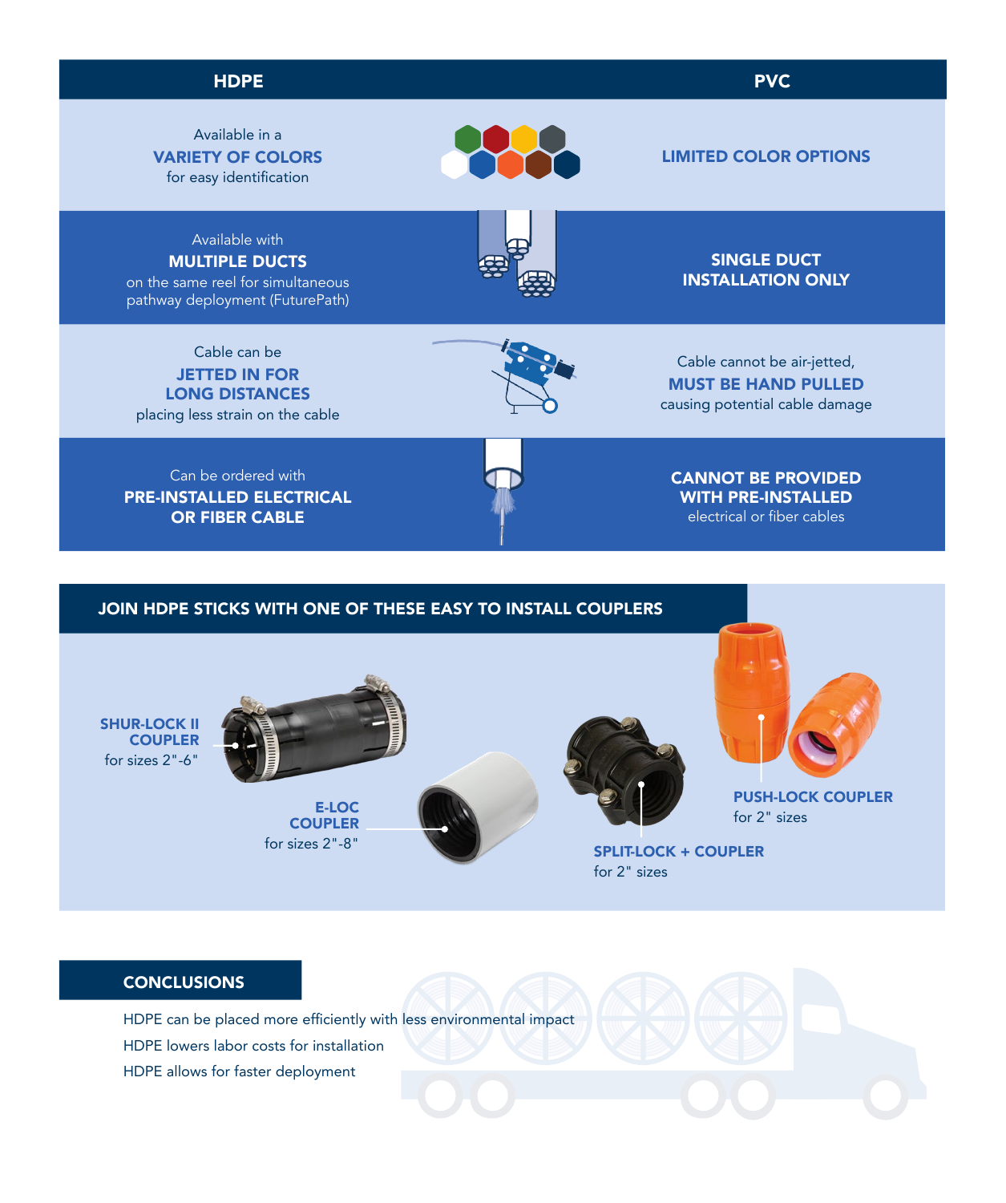| HDPE | PVC |
| --- | --- |
| Available in a **VARIETY OF COLORS** for easy identification | **LIMITED COLOR OPTIONS** |
| Available with **MULTIPLE DUCTS** on the same reel for simultaneous pathway deployment (FuturePath) | **SINGLE DUCT INSTALLATION ONLY** |
| Cable can be **JETTED IN FOR LONG DISTANCES** placing less strain on the cable | Cable cannot be air-jetted, **MUST BE HAND PULLED** causing potential cable damage |
| Can be ordered with **PRE-INSTALLED ELECTRICAL OR FIBER CABLE** | **CANNOT BE PROVIDED WITH PRE-INSTALLED** electrical or fiber cables |

## JOIN HDPE STICKS WITH ONE OF THESE EASY TO INSTALL COUPLERS

**SHUR-LOCK II COUPLER**
for sizes 2"-6"

**E-LOC COUPLER**
for sizes 2"-8"

**SPLIT-LOCK + COUPLER**
for 2" sizes

**PUSH-LOCK COUPLER**
for 2" sizes

## CONCLUSIONS

HDPE can be placed more efficiently with less environmental impact

HDPE lowers labor costs for installation

HDPE allows for faster deployment